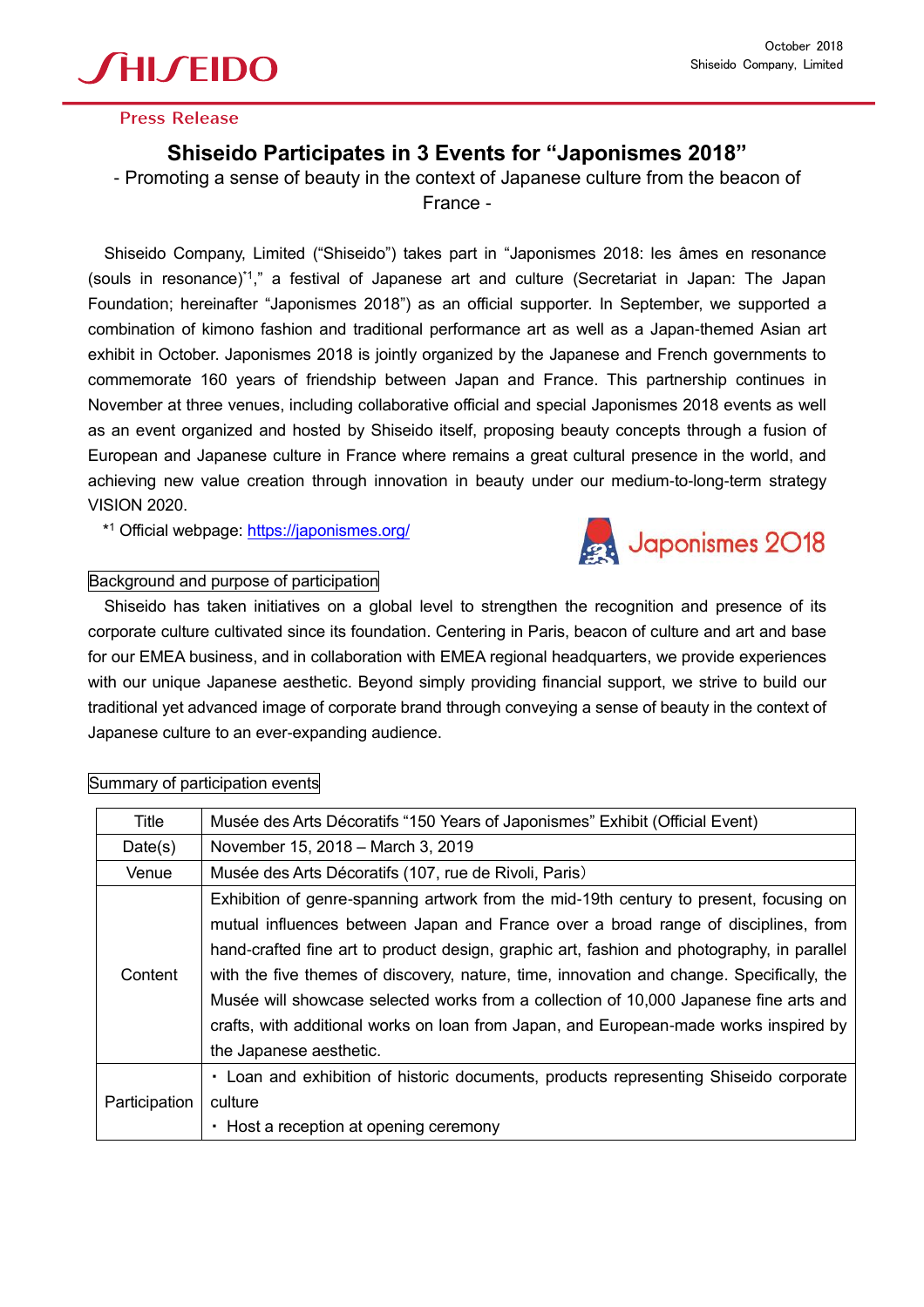October 2018
Shiseido Company, Limited

Press Release

# Shiseido Participates in 3 Events for "Japonismes 2018"

- Promoting a sense of beauty in the context of Japanese culture from the beacon of France -

Shiseido Company, Limited ("Shiseido") takes part in "Japonismes 2018: les âmes en resonance (souls in resonance)[*1]," a festival of Japanese art and culture (Secretariat in Japan: The Japan Foundation; hereinafter "Japonismes 2018") as an official supporter. In September, we supported a combination of kimono fashion and traditional performance art as well as a Japan-themed Asian art exhibit in October. Japonismes 2018 is jointly organized by the Japanese and French governments to commemorate 160 years of friendship between Japan and France. This partnership continues in November at three venues, including collaborative official and special Japonismes 2018 events as well as an event organized and hosted by Shiseido itself, proposing beauty concepts through a fusion of European and Japanese culture in France where remains a great cultural presence in the world, and achieving new value creation through innovation in beauty under our medium-to-long-term strategy VISION 2020.

[*1] Official webpage: https://japonismes.org/

Japonismes 2018

## Background and purpose of participation

Shiseido has taken initiatives on a global level to strengthen the recognition and presence of its corporate culture cultivated since its foundation. Centering in Paris, beacon of culture and art and base for our EMEA business, and in collaboration with EMEA regional headquarters, we provide experiences with our unique Japanese aesthetic. Beyond simply providing financial support, we strive to build our traditional yet advanced image of corporate brand through conveying a sense of beauty in the context of Japanese culture to an ever-expanding audience.

## Summary of participation events

| Title | Musée des Arts Décoratifs "150 Years of Japonismes" Exhibit (Official Event) |
|---|---|
| Date(s) | November 15, 2018 – March 3, 2019 |
| Venue | Musée des Arts Décoratifs (107, rue de Rivoli, Paris) |
| Content | Exhibition of genre-spanning artwork from the mid-19th century to present, focusing on mutual influences between Japan and France over a broad range of disciplines, from hand-crafted fine art to product design, graphic art, fashion and photography, in parallel with the five themes of discovery, nature, time, innovation and change. Specifically, the Musée will showcase selected works from a collection of 10,000 Japanese fine arts and crafts, with additional works on loan from Japan, and European-made works inspired by the Japanese aesthetic. |
| Participation | ・ Loan and exhibition of historic documents, products representing Shiseido corporate culture<br>・ Host a reception at opening ceremony |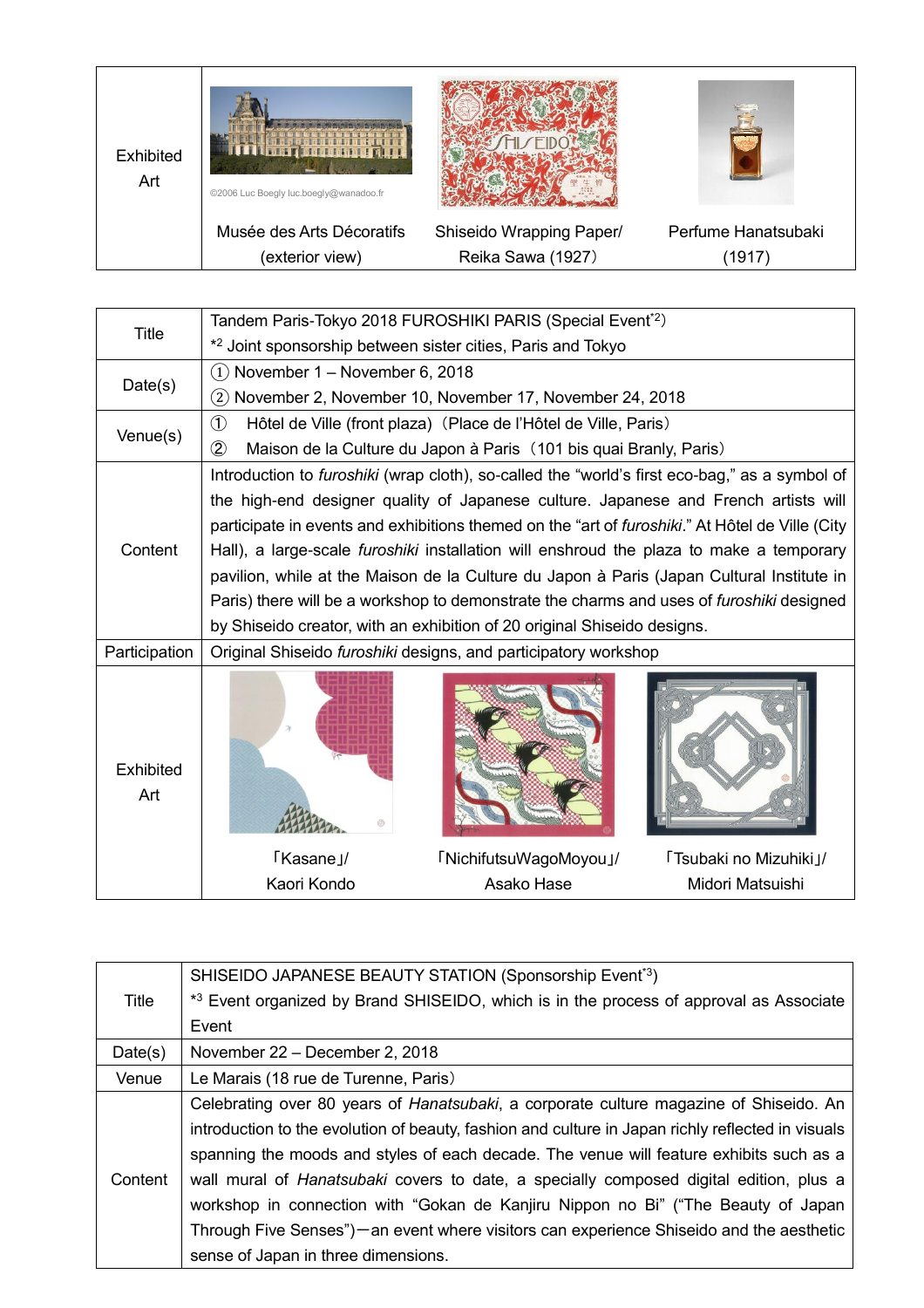| Exhibited Art | Musée des Arts Décoratifs (exterior view) | Shiseido Wrapping Paper/ Reika Sawa (1927) | Perfume Hanatsubaki (1917) |
|---|---|---|---|

©2006 Luc Boegly luc.boegly@wanadoo.fr

| Title | Tandem Paris-Tokyo 2018 FUROSHIKI PARIS (Special Event[*2])<br>*2 Joint sponsorship between sister cities, Paris and Tokyo |
|---|---|
| Date(s) | ① November 1 – November 6, 2018<br>② November 2, November 10, November 17, November 24, 2018 |
| Venue(s) | ① Hôtel de Ville (front plaza)（Place de l'Hôtel de Ville, Paris）<br>② Maison de la Culture du Japon à Paris（101 bis quai Branly, Paris） |
| Content | Introduction to *furoshiki* (wrap cloth), so-called the "world's first eco-bag," as a symbol of the high-end designer quality of Japanese culture. Japanese and French artists will participate in events and exhibitions themed on the "art of *furoshiki*." At Hôtel de Ville (City Hall), a large-scale *furoshiki* installation will enshroud the plaza to make a temporary pavilion, while at the Maison de la Culture du Japon à Paris (Japan Cultural Institute in Paris) there will be a workshop to demonstrate the charms and uses of *furoshiki* designed by Shiseido creator, with an exhibition of 20 original Shiseido designs. |
| Participation | Original Shiseido *furoshiki* designs, and participatory workshop |
| Exhibited Art | 「Kasane」/ Kaori Kondo　　「NichifutsuWagoMoyou」/ Asako Hase　　「Tsubaki no Mizuhiki」/ Midori Matsuishi |

| Title | SHISEIDO JAPANESE BEAUTY STATION (Sponsorship Event[*3])<br>*3 Event organized by Brand SHISEIDO, which is in the process of approval as Associate Event |
|---|---|
| Date(s) | November 22 – December 2, 2018 |
| Venue | Le Marais (18 rue de Turenne, Paris) |
| Content | Celebrating over 80 years of *Hanatsubaki*, a corporate culture magazine of Shiseido. An introduction to the evolution of beauty, fashion and culture in Japan richly reflected in visuals spanning the moods and styles of each decade. The venue will feature exhibits such as a wall mural of *Hanatsubaki* covers to date, a specially composed digital edition, plus a workshop in connection with "Gokan de Kanjiru Nippon no Bi" ("The Beauty of Japan Through Five Senses")—an event where visitors can experience Shiseido and the aesthetic sense of Japan in three dimensions. |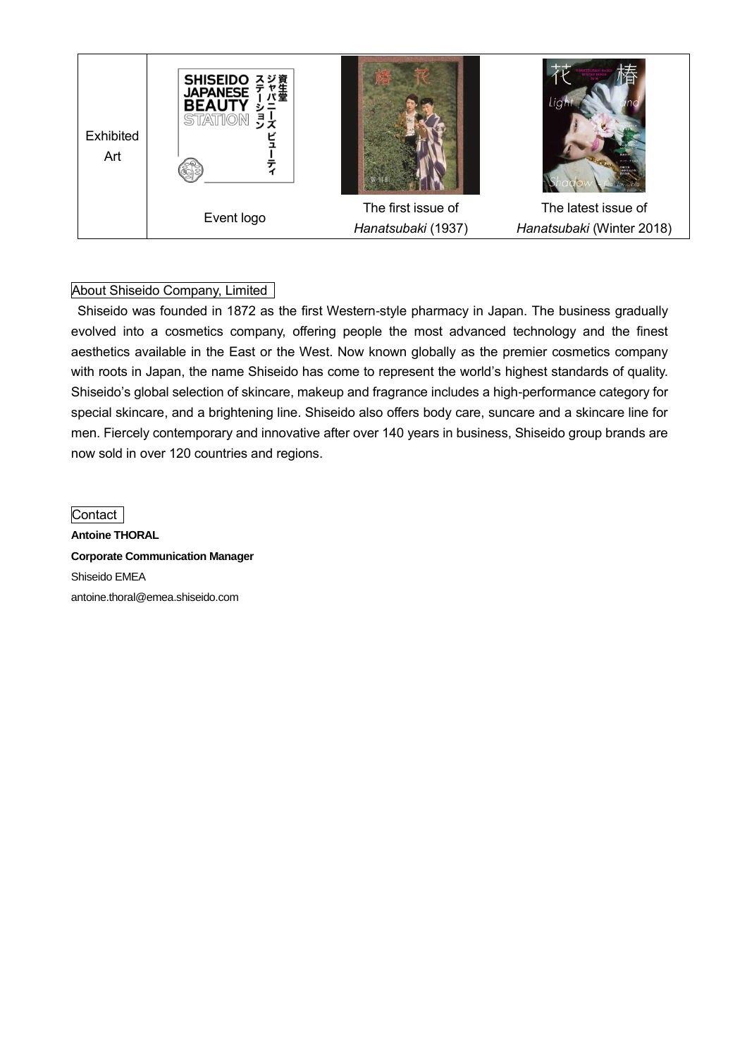| | | | |
|---|---|---|---|
| Exhibited Art | | | |
| | Event logo | The first issue of *Hanatsubaki* (1937) | The latest issue of *Hanatsubaki* (Winter 2018) |

## About Shiseido Company, Limited

Shiseido was founded in 1872 as the first Western-style pharmacy in Japan. The business gradually evolved into a cosmetics company, offering people the most advanced technology and the finest aesthetics available in the East or the West. Now known globally as the premier cosmetics company with roots in Japan, the name Shiseido has come to represent the world's highest standards of quality. Shiseido's global selection of skincare, makeup and fragrance includes a high-performance category for special skincare, and a brightening line. Shiseido also offers body care, suncare and a skincare line for men. Fiercely contemporary and innovative after over 140 years in business, Shiseido group brands are now sold in over 120 countries and regions.

## Contact

**Antoine THORAL**
**Corporate Communication Manager**
Shiseido EMEA
antoine.thoral@emea.shiseido.com